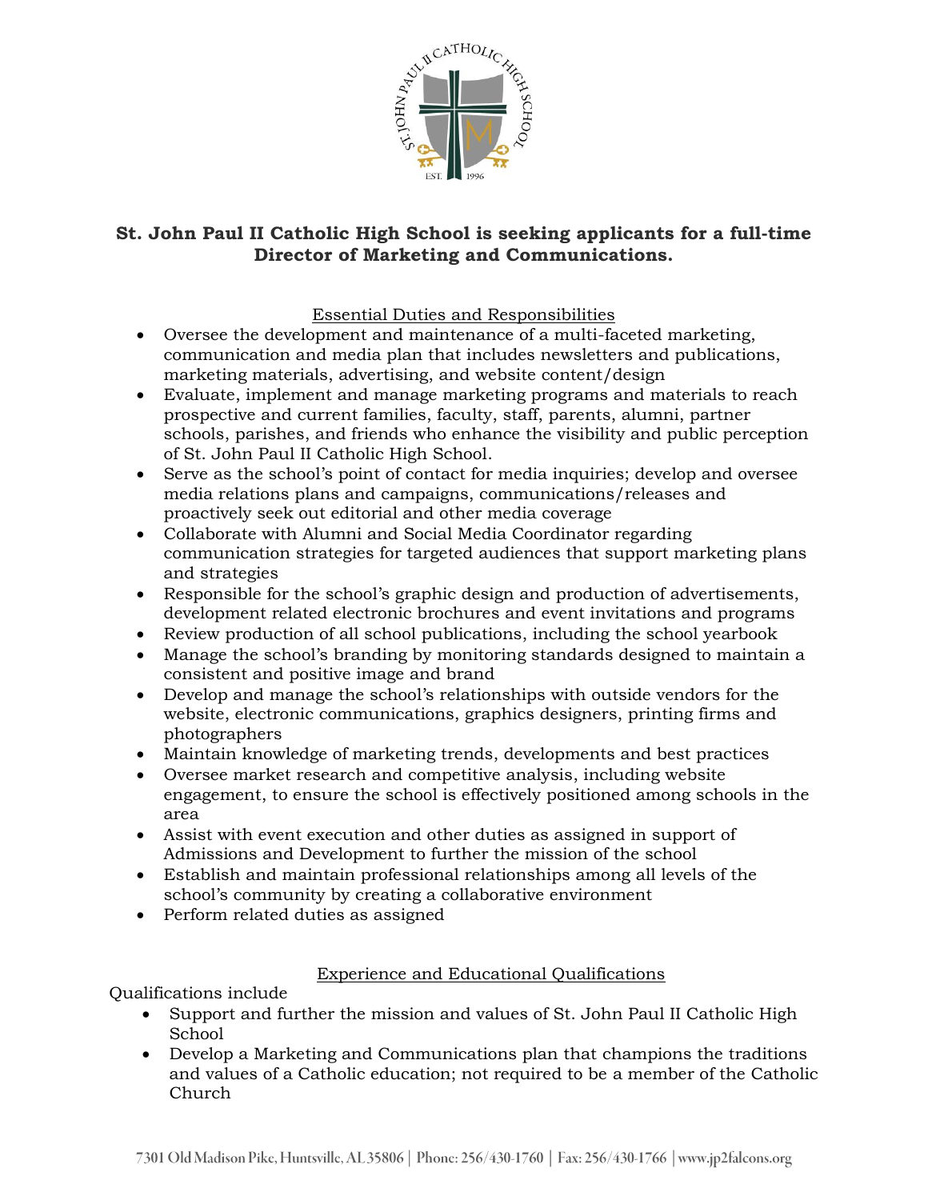**St. John Paul II Catholic High School is seeking applicants for a full-time Director of Marketing and Communications.**

## Essential Duties and Responsibilities

- Oversee the development and maintenance of a multi-faceted marketing, communication and media plan that includes newsletters and publications, marketing materials, advertising, and website content/design
- Evaluate, implement and manage marketing programs and materials to reach prospective and current families, faculty, staff, parents, alumni, partner schools, parishes, and friends who enhance the visibility and public perception of St. John Paul II Catholic High School.
- Serve as the school's point of contact for media inquiries; develop and oversee media relations plans and campaigns, communications/releases and proactively seek out editorial and other media coverage
- Collaborate with Alumni and Social Media Coordinator regarding communication strategies for targeted audiences that support marketing plans and strategies
- Responsible for the school's graphic design and production of advertisements, development related electronic brochures and event invitations and programs
- Review production of all school publications, including the school yearbook
- Manage the school's branding by monitoring standards designed to maintain a consistent and positive image and brand
- Develop and manage the school's relationships with outside vendors for the website, electronic communications, graphics designers, printing firms and photographers
- Maintain knowledge of marketing trends, developments and best practices
- Oversee market research and competitive analysis, including website engagement, to ensure the school is effectively positioned among schools in the area
- Assist with event execution and other duties as assigned in support of Admissions and Development to further the mission of the school
- Establish and maintain professional relationships among all levels of the school's community by creating a collaborative environment
- Perform related duties as assigned

## Experience and Educational Qualifications

Qualifications include

- Support and further the mission and values of St. John Paul II Catholic High School
- Develop a Marketing and Communications plan that champions the traditions and values of a Catholic education; not required to be a member of the Catholic Church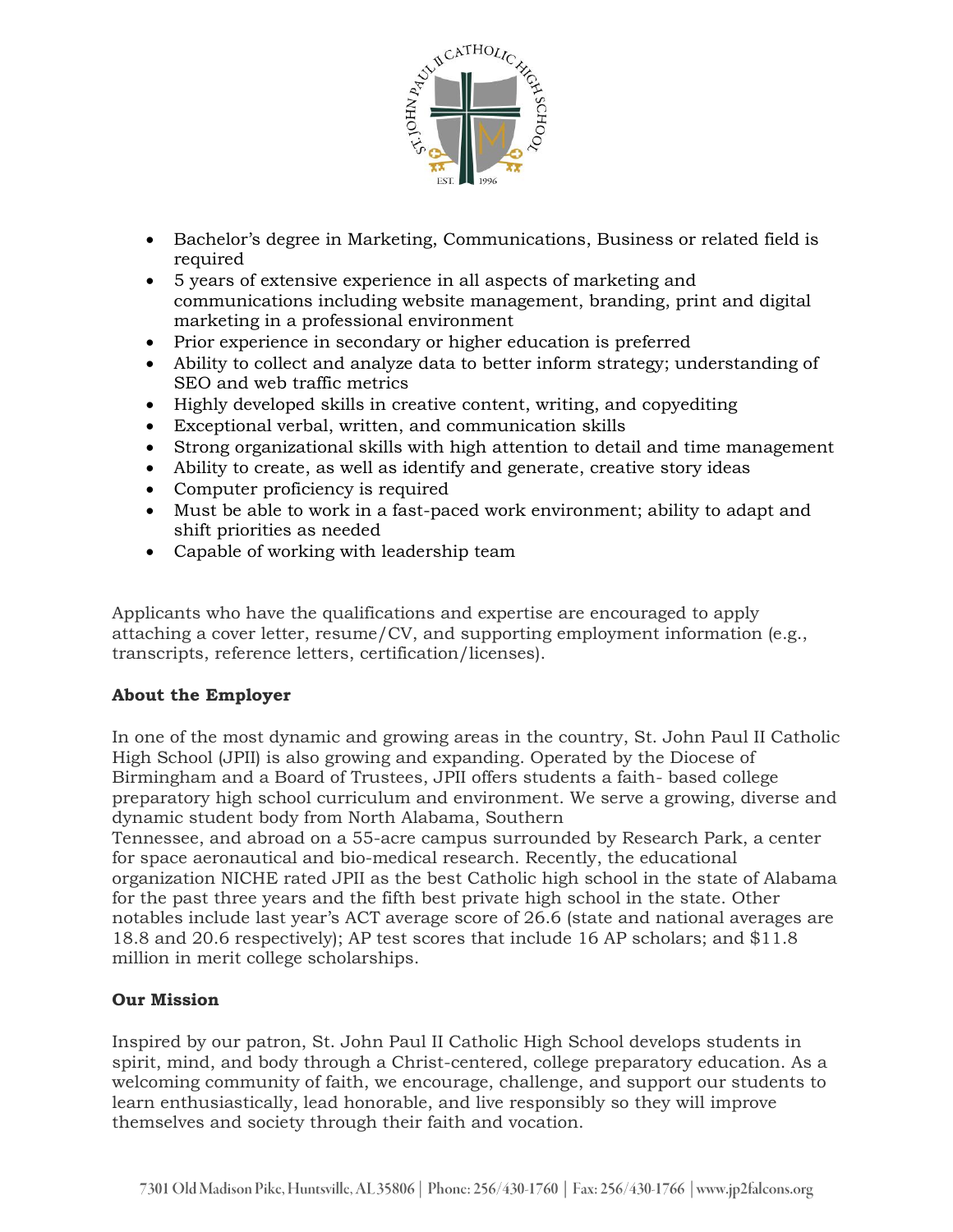- Bachelor's degree in Marketing, Communications, Business or related field is required
- 5 years of extensive experience in all aspects of marketing and communications including website management, branding, print and digital marketing in a professional environment
- Prior experience in secondary or higher education is preferred
- Ability to collect and analyze data to better inform strategy; understanding of SEO and web traffic metrics
- Highly developed skills in creative content, writing, and copyediting
- Exceptional verbal, written, and communication skills
- Strong organizational skills with high attention to detail and time management
- Ability to create, as well as identify and generate, creative story ideas
- Computer proficiency is required
- Must be able to work in a fast-paced work environment; ability to adapt and shift priorities as needed
- Capable of working with leadership team

Applicants who have the qualifications and expertise are encouraged to apply attaching a cover letter, resume/CV, and supporting employment information (e.g., transcripts, reference letters, certification/licenses).

**About the Employer**

In one of the most dynamic and growing areas in the country, St. John Paul II Catholic High School (JPII) is also growing and expanding. Operated by the Diocese of Birmingham and a Board of Trustees, JPII offers students a faith- based college preparatory high school curriculum and environment. We serve a growing, diverse and dynamic student body from North Alabama, Southern Tennessee, and abroad on a 55-acre campus surrounded by Research Park, a center for space aeronautical and bio-medical research. Recently, the educational organization NICHE rated JPII as the best Catholic high school in the state of Alabama for the past three years and the fifth best private high school in the state. Other notables include last year's ACT average score of 26.6 (state and national averages are 18.8 and 20.6 respectively); AP test scores that include 16 AP scholars; and $11.8 million in merit college scholarships.

**Our Mission**

Inspired by our patron, St. John Paul II Catholic High School develops students in spirit, mind, and body through a Christ-centered, college preparatory education. As a welcoming community of faith, we encourage, challenge, and support our students to learn enthusiastically, lead honorable, and live responsibly so they will improve themselves and society through their faith and vocation.